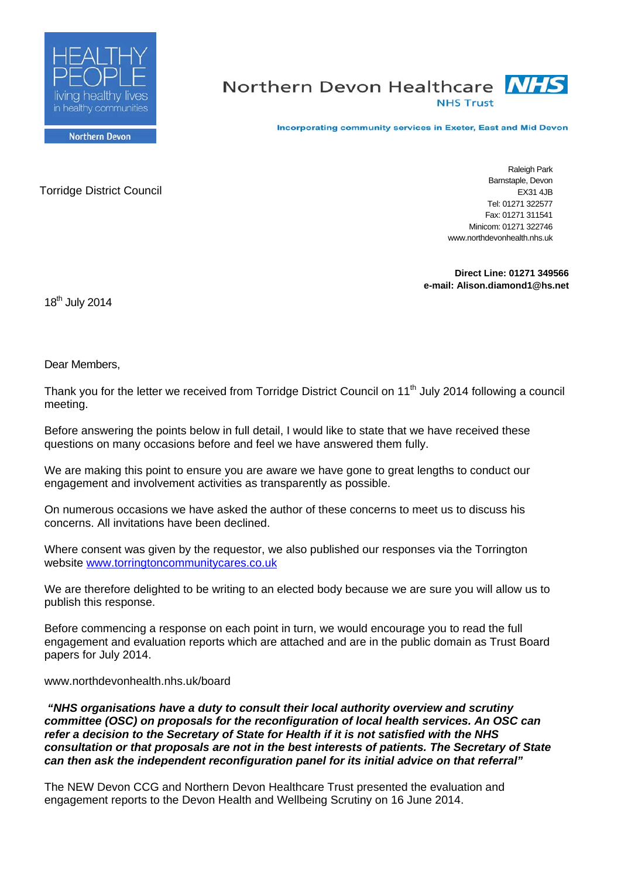HEALTHY PEOPLE
living healthy lives
in healthy communities
Northern Devon

Northern Devon Healthcare **NHS**
NHS Trust

**Incorporating community services in Exeter, East and Mid Devon**

Torridge District Council

Raleigh Park
Barnstaple, Devon
EX31 4JB
Tel: 01271 322577
Fax: 01271 311541
Minicom: 01271 322746
www.northdevonhealth.nhs.uk

**Direct Line: 01271 349566**
**e-mail: Alison.diamond1@hs.net**

18th July 2014

Dear Members,

Thank you for the letter we received from Torridge District Council on 11th July 2014 following a council meeting.

Before answering the points below in full detail, I would like to state that we have received these questions on many occasions before and feel we have answered them fully.

We are making this point to ensure you are aware we have gone to great lengths to conduct our engagement and involvement activities as transparently as possible.

On numerous occasions we have asked the author of these concerns to meet us to discuss his concerns. All invitations have been declined.

Where consent was given by the requestor, we also published our responses via the Torrington website [www.torringtoncommunitycares.co.uk](http://www.torringtoncommunitycares.co.uk)

We are therefore delighted to be writing to an elected body because we are sure you will allow us to publish this response.

Before commencing a response on each point in turn, we would encourage you to read the full engagement and evaluation reports which are attached and are in the public domain as Trust Board papers for July 2014.

www.northdevonhealth.nhs.uk/board

***"NHS organisations have a duty to consult their local authority overview and scrutiny committee (OSC) on proposals for the reconfiguration of local health services. An OSC can refer a decision to the Secretary of State for Health if it is not satisfied with the NHS consultation or that proposals are not in the best interests of patients. The Secretary of State can then ask the independent reconfiguration panel for its initial advice on that referral"***

The NEW Devon CCG and Northern Devon Healthcare Trust presented the evaluation and engagement reports to the Devon Health and Wellbeing Scrutiny on 16 June 2014.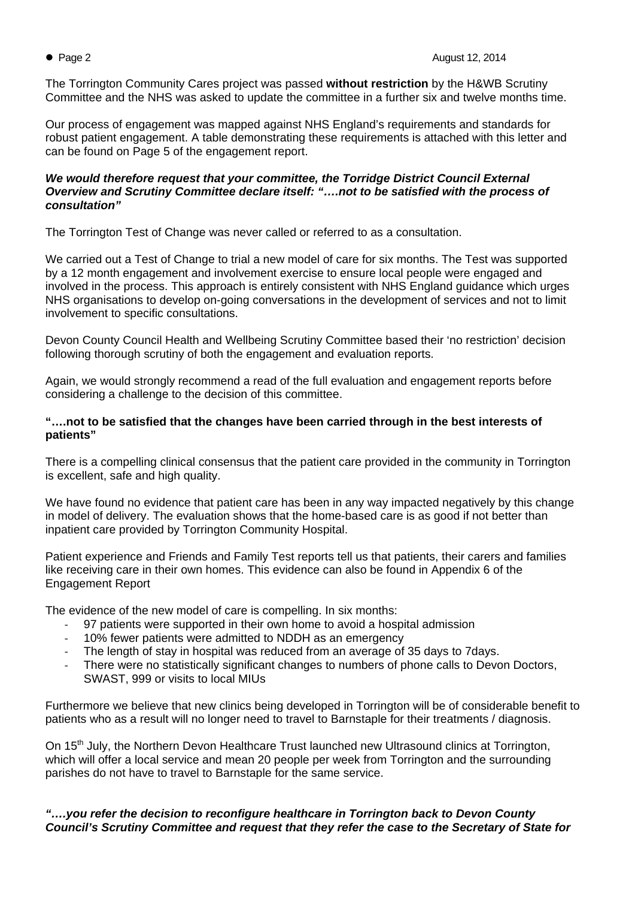The Torrington Community Cares project was passed **without restriction** by the H&WB Scrutiny Committee and the NHS was asked to update the committee in a further six and twelve months time.

Our process of engagement was mapped against NHS England's requirements and standards for robust patient engagement. A table demonstrating these requirements is attached with this letter and can be found on Page 5 of the engagement report.

***We would therefore request that your committee, the Torridge District Council External Overview and Scrutiny Committee declare itself: "….not to be satisfied with the process of consultation"***

The Torrington Test of Change was never called or referred to as a consultation.

We carried out a Test of Change to trial a new model of care for six months. The Test was supported by a 12 month engagement and involvement exercise to ensure local people were engaged and involved in the process. This approach is entirely consistent with NHS England guidance which urges NHS organisations to develop on-going conversations in the development of services and not to limit involvement to specific consultations.

Devon County Council Health and Wellbeing Scrutiny Committee based their 'no restriction' decision following thorough scrutiny of both the engagement and evaluation reports.

Again, we would strongly recommend a read of the full evaluation and engagement reports before considering a challenge to the decision of this committee.

**"….not to be satisfied that the changes have been carried through in the best interests of patients"**

There is a compelling clinical consensus that the patient care provided in the community in Torrington is excellent, safe and high quality.

We have found no evidence that patient care has been in any way impacted negatively by this change in model of delivery. The evaluation shows that the home-based care is as good if not better than inpatient care provided by Torrington Community Hospital.

Patient experience and Friends and Family Test reports tell us that patients, their carers and families like receiving care in their own homes. This evidence can also be found in Appendix 6 of the Engagement Report

The evidence of the new model of care is compelling. In six months:

- 97 patients were supported in their own home to avoid a hospital admission
- 10% fewer patients were admitted to NDDH as an emergency
- The length of stay in hospital was reduced from an average of 35 days to 7days.
- There were no statistically significant changes to numbers of phone calls to Devon Doctors, SWAST, 999 or visits to local MIUs

Furthermore we believe that new clinics being developed in Torrington will be of considerable benefit to patients who as a result will no longer need to travel to Barnstaple for their treatments / diagnosis.

On 15th July, the Northern Devon Healthcare Trust launched new Ultrasound clinics at Torrington, which will offer a local service and mean 20 people per week from Torrington and the surrounding parishes do not have to travel to Barnstaple for the same service.

***"….you refer the decision to reconfigure healthcare in Torrington back to Devon County Council's Scrutiny Committee and request that they refer the case to the Secretary of State for***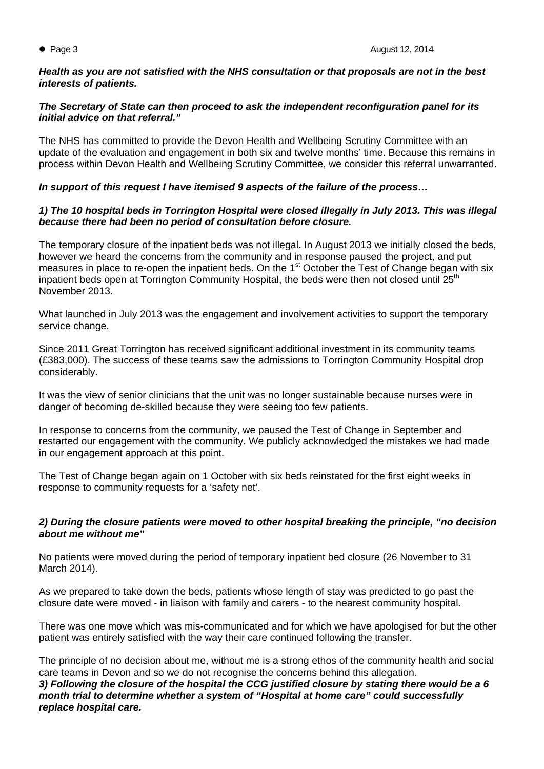***Health as you are not satisfied with the NHS consultation or that proposals are not in the best interests of patients.***

***The Secretary of State can then proceed to ask the independent reconfiguration panel for its initial advice on that referral."***

The NHS has committed to provide the Devon Health and Wellbeing Scrutiny Committee with an update of the evaluation and engagement in both six and twelve months' time. Because this remains in process within Devon Health and Wellbeing Scrutiny Committee, we consider this referral unwarranted.

***In support of this request I have itemised 9 aspects of the failure of the process…***

***1) The 10 hospital beds in Torrington Hospital were closed illegally in July 2013. This was illegal because there had been no period of consultation before closure.***

The temporary closure of the inpatient beds was not illegal. In August 2013 we initially closed the beds, however we heard the concerns from the community and in response paused the project, and put measures in place to re-open the inpatient beds. On the 1st October the Test of Change began with six inpatient beds open at Torrington Community Hospital, the beds were then not closed until 25th November 2013.

What launched in July 2013 was the engagement and involvement activities to support the temporary service change.

Since 2011 Great Torrington has received significant additional investment in its community teams (£383,000). The success of these teams saw the admissions to Torrington Community Hospital drop considerably.

It was the view of senior clinicians that the unit was no longer sustainable because nurses were in danger of becoming de-skilled because they were seeing too few patients.

In response to concerns from the community, we paused the Test of Change in September and restarted our engagement with the community. We publicly acknowledged the mistakes we had made in our engagement approach at this point.

The Test of Change began again on 1 October with six beds reinstated for the first eight weeks in response to community requests for a 'safety net'.

***2) During the closure patients were moved to other hospital breaking the principle, "no decision about me without me"***

No patients were moved during the period of temporary inpatient bed closure (26 November to 31 March 2014).

As we prepared to take down the beds, patients whose length of stay was predicted to go past the closure date were moved - in liaison with family and carers - to the nearest community hospital.

There was one move which was mis-communicated and for which we have apologised for but the other patient was entirely satisfied with the way their care continued following the transfer.

The principle of no decision about me, without me is a strong ethos of the community health and social care teams in Devon and so we do not recognise the concerns behind this allegation.

***3) Following the closure of the hospital the CCG justified closure by stating there would be a 6 month trial to determine whether a system of "Hospital at home care" could successfully replace hospital care.***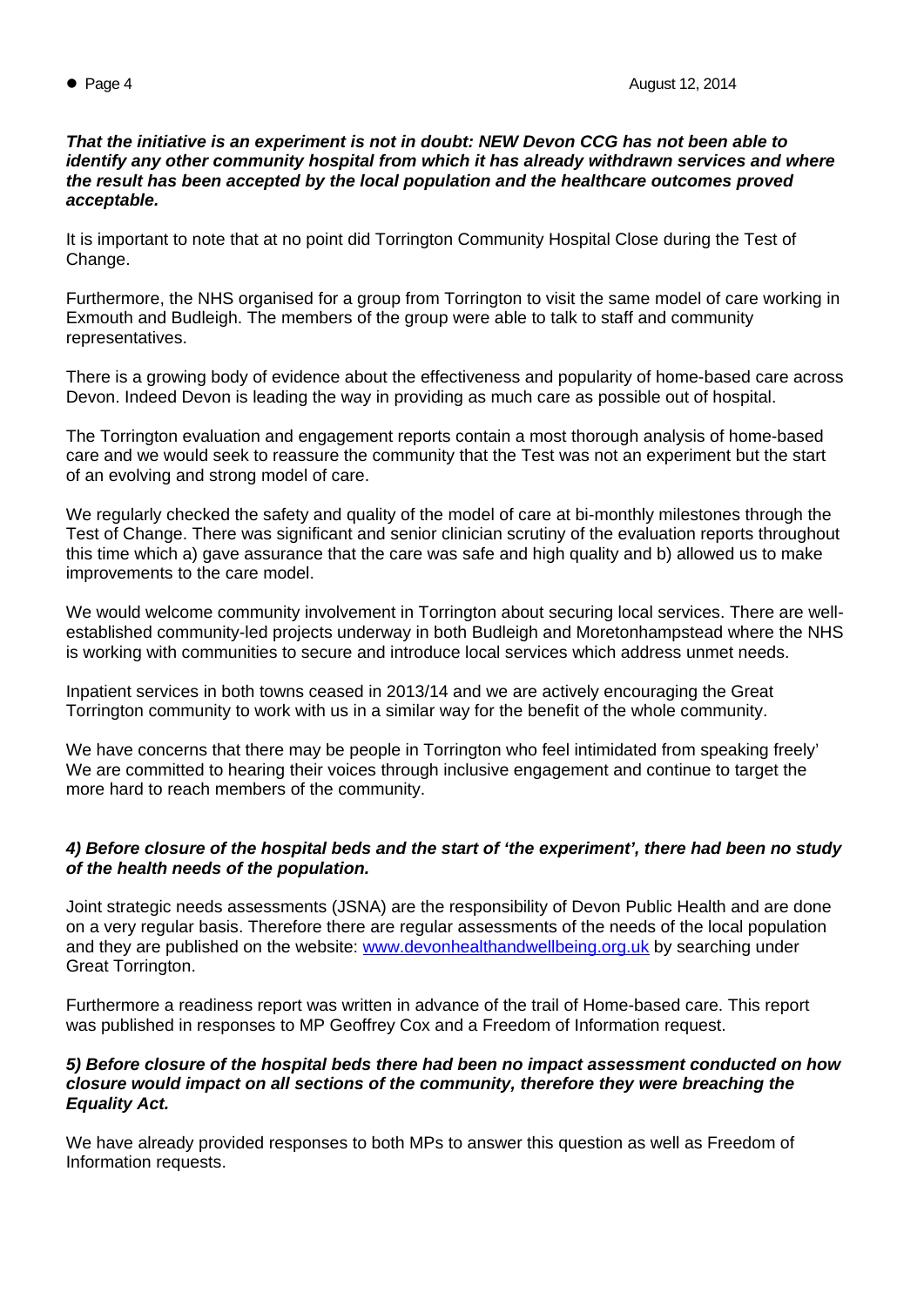***That the initiative is an experiment is not in doubt: NEW Devon CCG has not been able to identify any other community hospital from which it has already withdrawn services and where the result has been accepted by the local population and the healthcare outcomes proved acceptable.***

It is important to note that at no point did Torrington Community Hospital Close during the Test of Change.

Furthermore, the NHS organised for a group from Torrington to visit the same model of care working in Exmouth and Budleigh. The members of the group were able to talk to staff and community representatives.

There is a growing body of evidence about the effectiveness and popularity of home-based care across Devon. Indeed Devon is leading the way in providing as much care as possible out of hospital.

The Torrington evaluation and engagement reports contain a most thorough analysis of home-based care and we would seek to reassure the community that the Test was not an experiment but the start of an evolving and strong model of care.

We regularly checked the safety and quality of the model of care at bi-monthly milestones through the Test of Change. There was significant and senior clinician scrutiny of the evaluation reports throughout this time which a) gave assurance that the care was safe and high quality and b) allowed us to make improvements to the care model.

We would welcome community involvement in Torrington about securing local services. There are well-established community-led projects underway in both Budleigh and Moretonhampstead where the NHS is working with communities to secure and introduce local services which address unmet needs.

Inpatient services in both towns ceased in 2013/14 and we are actively encouraging the Great Torrington community to work with us in a similar way for the benefit of the whole community.

We have concerns that there may be people in Torrington who feel intimidated from speaking freely' We are committed to hearing their voices through inclusive engagement and continue to target the more hard to reach members of the community.

***4) Before closure of the hospital beds and the start of 'the experiment', there had been no study of the health needs of the population.***

Joint strategic needs assessments (JSNA) are the responsibility of Devon Public Health and are done on a very regular basis. Therefore there are regular assessments of the needs of the local population and they are published on the website: www.devonhealthandwellbeing.org.uk by searching under Great Torrington.

Furthermore a readiness report was written in advance of the trail of Home-based care. This report was published in responses to MP Geoffrey Cox and a Freedom of Information request.

***5) Before closure of the hospital beds there had been no impact assessment conducted on how closure would impact on all sections of the community, therefore they were breaching the Equality Act.***

We have already provided responses to both MPs to answer this question as well as Freedom of Information requests.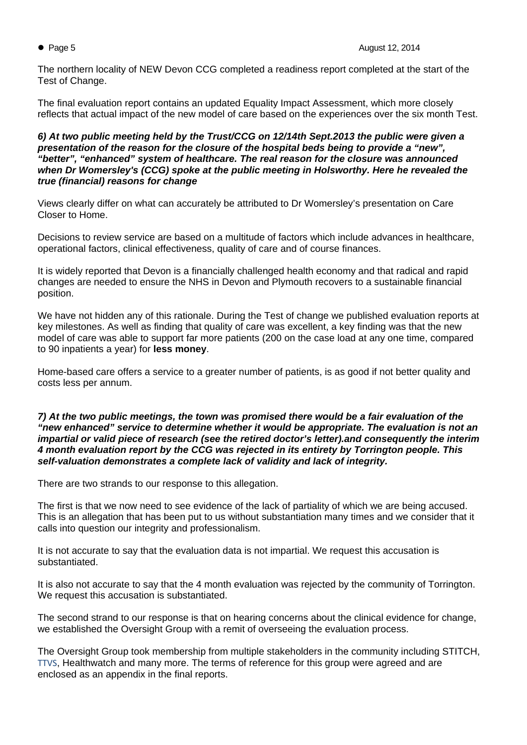The northern locality of NEW Devon CCG completed a readiness report completed at the start of the Test of Change.

The final evaluation report contains an updated Equality Impact Assessment, which more closely reflects that actual impact of the new model of care based on the experiences over the six month Test.

***6) At two public meeting held by the Trust/CCG on 12/14th Sept.2013 the public were given a presentation of the reason for the closure of the hospital beds being to provide a "new", "better", "enhanced" system of healthcare. The real reason for the closure was announced when Dr Womersley's (CCG) spoke at the public meeting in Holsworthy. Here he revealed the true (financial) reasons for change***

Views clearly differ on what can accurately be attributed to Dr Womersley's presentation on Care Closer to Home.

Decisions to review service are based on a multitude of factors which include advances in healthcare, operational factors, clinical effectiveness, quality of care and of course finances.

It is widely reported that Devon is a financially challenged health economy and that radical and rapid changes are needed to ensure the NHS in Devon and Plymouth recovers to a sustainable financial position.

We have not hidden any of this rationale. During the Test of change we published evaluation reports at key milestones. As well as finding that quality of care was excellent, a key finding was that the new model of care was able to support far more patients (200 on the case load at any one time, compared to 90 inpatients a year) for **less money**.

Home-based care offers a service to a greater number of patients, is as good if not better quality and costs less per annum.

***7) At the two public meetings, the town was promised there would be a fair evaluation of the "new enhanced" service to determine whether it would be appropriate. The evaluation is not an impartial or valid piece of research (see the retired doctor's letter).and consequently the interim 4 month evaluation report by the CCG was rejected in its entirety by Torrington people. This self-valuation demonstrates a complete lack of validity and lack of integrity.***

There are two strands to our response to this allegation.

The first is that we now need to see evidence of the lack of partiality of which we are being accused. This is an allegation that has been put to us without substantiation many times and we consider that it calls into question our integrity and professionalism.

It is not accurate to say that the evaluation data is not impartial. We request this accusation is substantiated.

It is also not accurate to say that the 4 month evaluation was rejected by the community of Torrington. We request this accusation is substantiated.

The second strand to our response is that on hearing concerns about the clinical evidence for change, we established the Oversight Group with a remit of overseeing the evaluation process.

The Oversight Group took membership from multiple stakeholders in the community including STITCH, TTVS, Healthwatch and many more. The terms of reference for this group were agreed and are enclosed as an appendix in the final reports.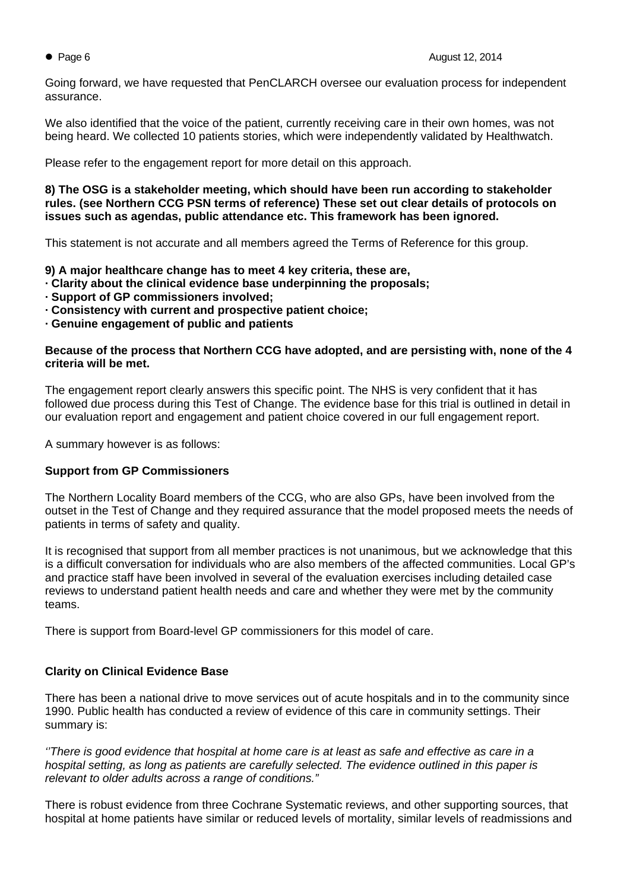Going forward, we have requested that PenCLARCH oversee our evaluation process for independent assurance.

We also identified that the voice of the patient, currently receiving care in their own homes, was not being heard. We collected 10 patients stories, which were independently validated by Healthwatch.

Please refer to the engagement report for more detail on this approach.

**8) The OSG is a stakeholder meeting, which should have been run according to stakeholder rules. (see Northern CCG PSN terms of reference) These set out clear details of protocols on issues such as agendas, public attendance etc. This framework has been ignored.**

This statement is not accurate and all members agreed the Terms of Reference for this group.

**9) A major healthcare change has to meet 4 key criteria, these are,**
**· Clarity about the clinical evidence base underpinning the proposals;**
**· Support of GP commissioners involved;**
**· Consistency with current and prospective patient choice;**
**· Genuine engagement of public and patients**

**Because of the process that Northern CCG have adopted, and are persisting with, none of the 4 criteria will be met.**

The engagement report clearly answers this specific point. The NHS is very confident that it has followed due process during this Test of Change. The evidence base for this trial is outlined in detail in our evaluation report and engagement and patient choice covered in our full engagement report.

A summary however is as follows:

**Support from GP Commissioners**

The Northern Locality Board members of the CCG, who are also GPs, have been involved from the outset in the Test of Change and they required assurance that the model proposed meets the needs of patients in terms of safety and quality.

It is recognised that support from all member practices is not unanimous, but we acknowledge that this is a difficult conversation for individuals who are also members of the affected communities. Local GP's and practice staff have been involved in several of the evaluation exercises including detailed case reviews to understand patient health needs and care and whether they were met by the community teams.

There is support from Board-level GP commissioners for this model of care.

**Clarity on Clinical Evidence Base**

There has been a national drive to move services out of acute hospitals and in to the community since 1990. Public health has conducted a review of evidence of this care in community settings. Their summary is:

*''There is good evidence that hospital at home care is at least as safe and effective as care in a hospital setting, as long as patients are carefully selected. The evidence outlined in this paper is relevant to older adults across a range of conditions."*

There is robust evidence from three Cochrane Systematic reviews, and other supporting sources, that hospital at home patients have similar or reduced levels of mortality, similar levels of readmissions and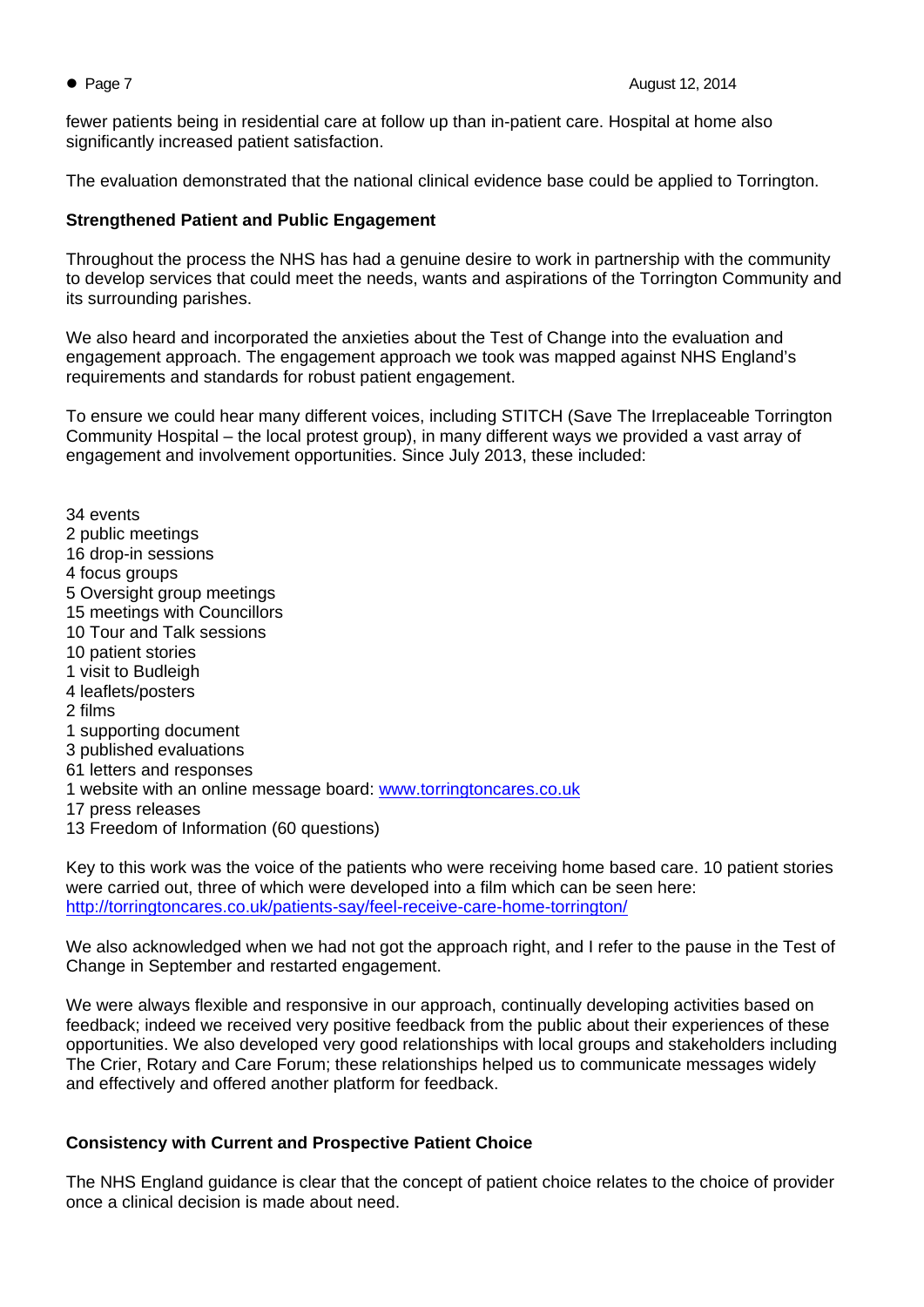fewer patients being in residential care at follow up than in-patient care. Hospital at home also significantly increased patient satisfaction.

The evaluation demonstrated that the national clinical evidence base could be applied to Torrington.

**Strengthened Patient and Public Engagement**

Throughout the process the NHS has had a genuine desire to work in partnership with the community to develop services that could meet the needs, wants and aspirations of the Torrington Community and its surrounding parishes.

We also heard and incorporated the anxieties about the Test of Change into the evaluation and engagement approach. The engagement approach we took was mapped against NHS England's requirements and standards for robust patient engagement.

To ensure we could hear many different voices, including STITCH (Save The Irreplaceable Torrington Community Hospital – the local protest group), in many different ways we provided a vast array of engagement and involvement opportunities. Since July 2013, these included:

34 events  
2 public meetings  
16 drop-in sessions  
4 focus groups  
5 Oversight group meetings  
15 meetings with Councillors  
10 Tour and Talk sessions  
10 patient stories  
1 visit to Budleigh  
4 leaflets/posters  
2 films  
1 supporting document  
3 published evaluations  
61 letters and responses  
1 website with an online message board: www.torringtoncares.co.uk  
17 press releases  
13 Freedom of Information (60 questions)

Key to this work was the voice of the patients who were receiving home based care. 10 patient stories were carried out, three of which were developed into a film which can be seen here: http://torringtoncares.co.uk/patients-say/feel-receive-care-home-torrington/

We also acknowledged when we had not got the approach right, and I refer to the pause in the Test of Change in September and restarted engagement.

We were always flexible and responsive in our approach, continually developing activities based on feedback; indeed we received very positive feedback from the public about their experiences of these opportunities. We also developed very good relationships with local groups and stakeholders including The Crier, Rotary and Care Forum; these relationships helped us to communicate messages widely and effectively and offered another platform for feedback.

**Consistency with Current and Prospective Patient Choice**

The NHS England guidance is clear that the concept of patient choice relates to the choice of provider once a clinical decision is made about need.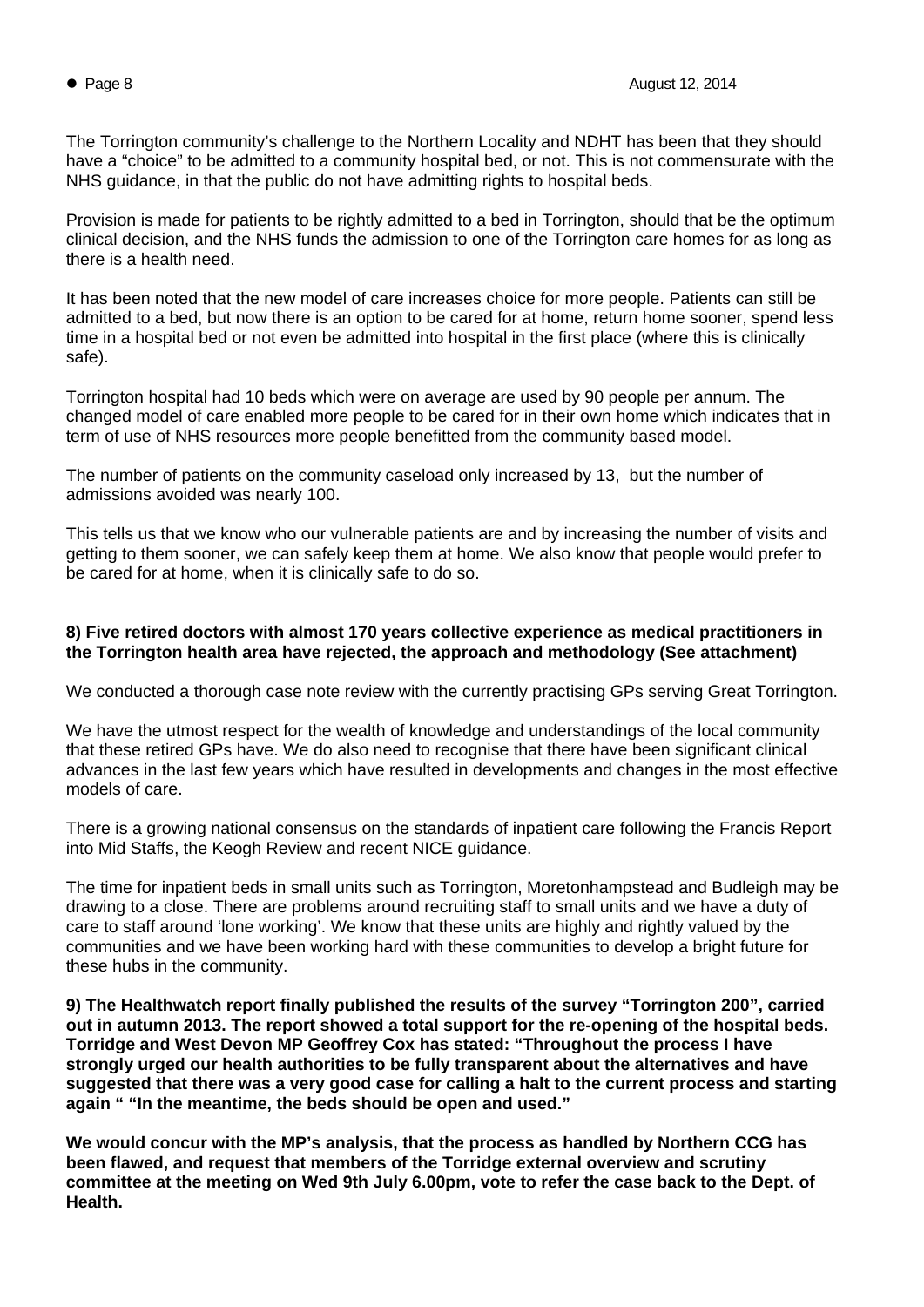The Torrington community's challenge to the Northern Locality and NDHT has been that they should have a "choice" to be admitted to a community hospital bed, or not. This is not commensurate with the NHS guidance, in that the public do not have admitting rights to hospital beds.

Provision is made for patients to be rightly admitted to a bed in Torrington, should that be the optimum clinical decision, and the NHS funds the admission to one of the Torrington care homes for as long as there is a health need.

It has been noted that the new model of care increases choice for more people. Patients can still be admitted to a bed, but now there is an option to be cared for at home, return home sooner, spend less time in a hospital bed or not even be admitted into hospital in the first place (where this is clinically safe).

Torrington hospital had 10 beds which were on average are used by 90 people per annum. The changed model of care enabled more people to be cared for in their own home which indicates that in term of use of NHS resources more people benefitted from the community based model.

The number of patients on the community caseload only increased by 13, but the number of admissions avoided was nearly 100.

This tells us that we know who our vulnerable patients are and by increasing the number of visits and getting to them sooner, we can safely keep them at home. We also know that people would prefer to be cared for at home, when it is clinically safe to do so.

**8) Five retired doctors with almost 170 years collective experience as medical practitioners in the Torrington health area have rejected, the approach and methodology (See attachment)**

We conducted a thorough case note review with the currently practising GPs serving Great Torrington.

We have the utmost respect for the wealth of knowledge and understandings of the local community that these retired GPs have. We do also need to recognise that there have been significant clinical advances in the last few years which have resulted in developments and changes in the most effective models of care.

There is a growing national consensus on the standards of inpatient care following the Francis Report into Mid Staffs, the Keogh Review and recent NICE guidance.

The time for inpatient beds in small units such as Torrington, Moretonhampstead and Budleigh may be drawing to a close. There are problems around recruiting staff to small units and we have a duty of care to staff around 'lone working'. We know that these units are highly and rightly valued by the communities and we have been working hard with these communities to develop a bright future for these hubs in the community.

**9) The Healthwatch report finally published the results of the survey "Torrington 200", carried out in autumn 2013. The report showed a total support for the re-opening of the hospital beds. Torridge and West Devon MP Geoffrey Cox has stated: "Throughout the process I have strongly urged our health authorities to be fully transparent about the alternatives and have suggested that there was a very good case for calling a halt to the current process and starting again " "In the meantime, the beds should be open and used."**

**We would concur with the MP's analysis, that the process as handled by Northern CCG has been flawed, and request that members of the Torridge external overview and scrutiny committee at the meeting on Wed 9th July 6.00pm, vote to refer the case back to the Dept. of Health.**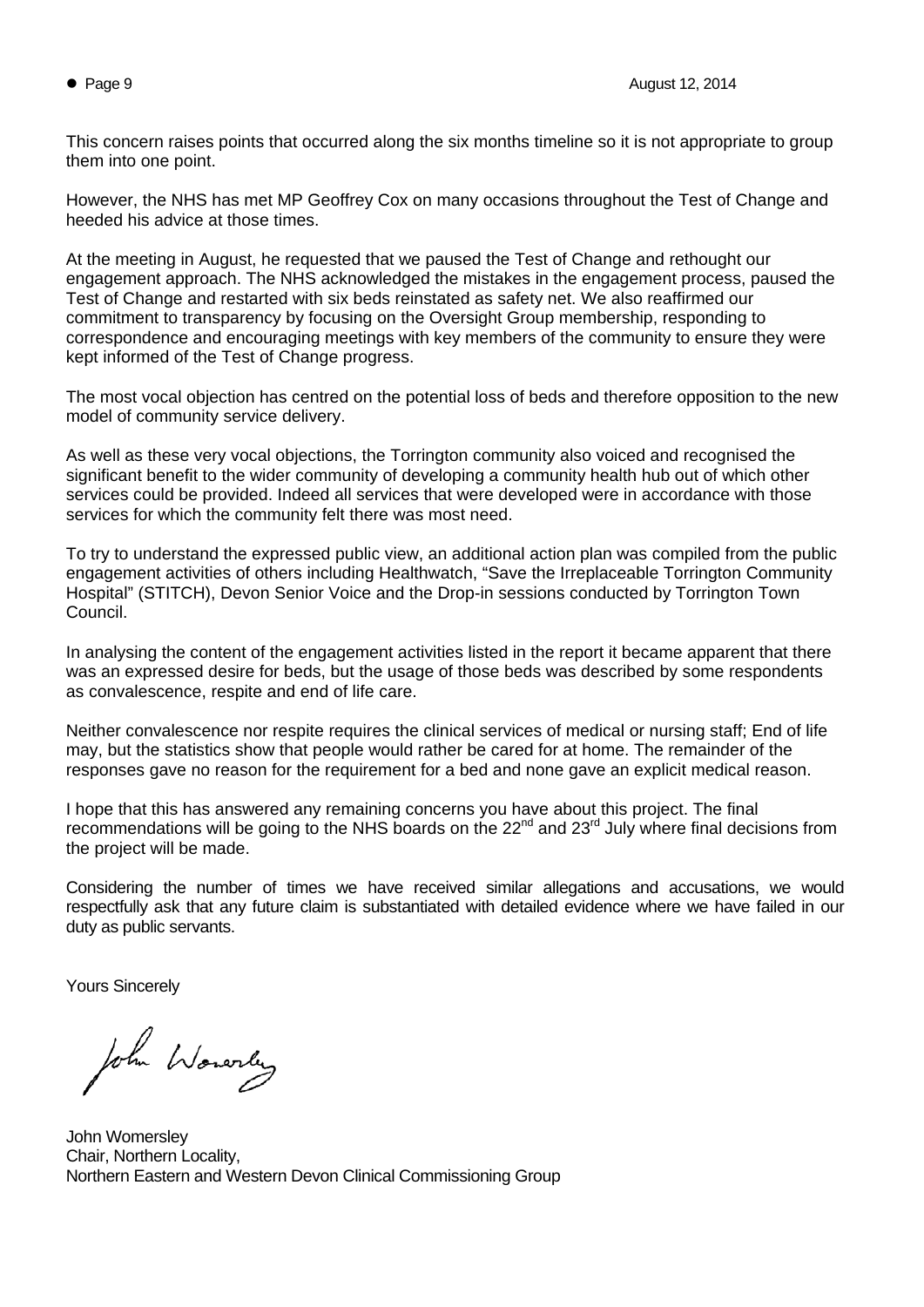This concern raises points that occurred along the six months timeline so it is not appropriate to group them into one point.

However, the NHS has met MP Geoffrey Cox on many occasions throughout the Test of Change and heeded his advice at those times.

At the meeting in August, he requested that we paused the Test of Change and rethought our engagement approach. The NHS acknowledged the mistakes in the engagement process, paused the Test of Change and restarted with six beds reinstated as safety net. We also reaffirmed our commitment to transparency by focusing on the Oversight Group membership, responding to correspondence and encouraging meetings with key members of the community to ensure they were kept informed of the Test of Change progress.

The most vocal objection has centred on the potential loss of beds and therefore opposition to the new model of community service delivery.

As well as these very vocal objections, the Torrington community also voiced and recognised the significant benefit to the wider community of developing a community health hub out of which other services could be provided. Indeed all services that were developed were in accordance with those services for which the community felt there was most need.

To try to understand the expressed public view, an additional action plan was compiled from the public engagement activities of others including Healthwatch, "Save the Irreplaceable Torrington Community Hospital" (STITCH), Devon Senior Voice and the Drop-in sessions conducted by Torrington Town Council.

In analysing the content of the engagement activities listed in the report it became apparent that there was an expressed desire for beds, but the usage of those beds was described by some respondents as convalescence, respite and end of life care.

Neither convalescence nor respite requires the clinical services of medical or nursing staff; End of life may, but the statistics show that people would rather be cared for at home. The remainder of the responses gave no reason for the requirement for a bed and none gave an explicit medical reason.

I hope that this has answered any remaining concerns you have about this project. The final recommendations will be going to the NHS boards on the 22nd and 23rd July where final decisions from the project will be made.

Considering the number of times we have received similar allegations and accusations, we would respectfully ask that any future claim is substantiated with detailed evidence where we have failed in our duty as public servants.

Yours Sincerely

John Womersley

John Womersley  
Chair, Northern Locality,  
Northern Eastern and Western Devon Clinical Commissioning Group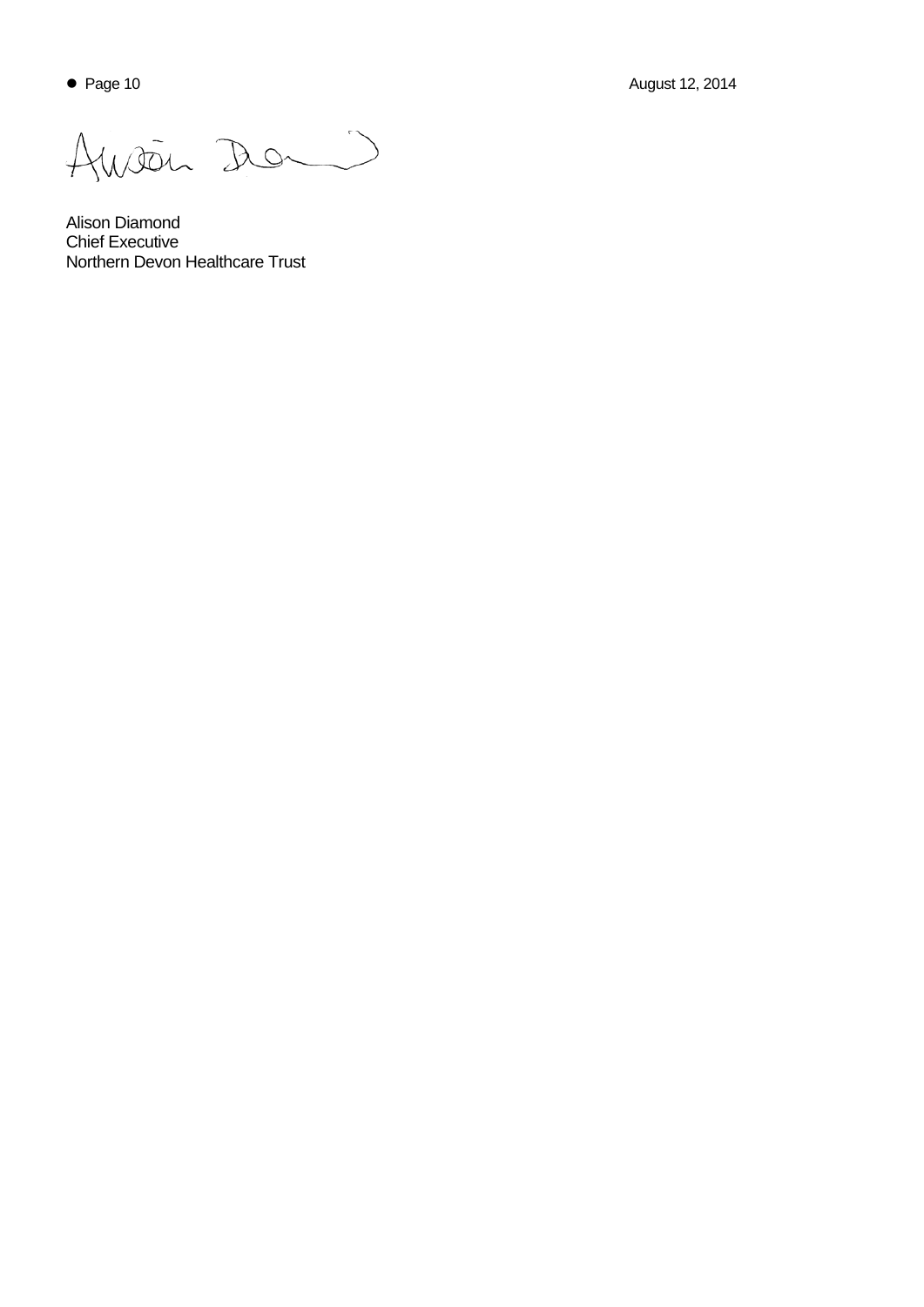Alison Diamond
Chief Executive
Northern Devon Healthcare Trust